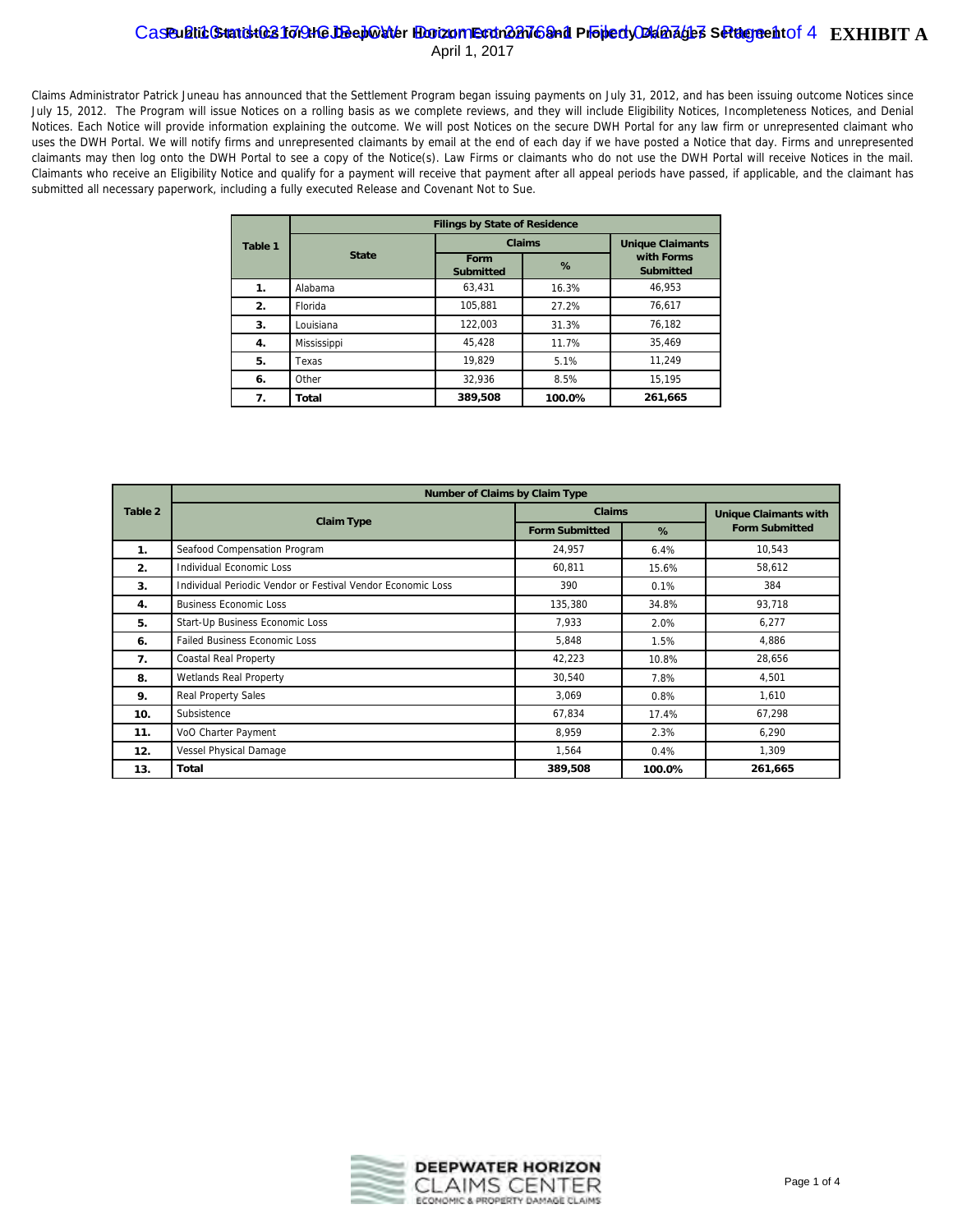# Public Statistics for the Deepwater Horizon Economic and Property Damages Settlement

April 1, 2017

**EXHIBIT A**

Claims Administrator Patrick Juneau has announced that the Settlement Program began issuing payments on July 31, 2012, and has been issuing outcome Notices since July 15, 2012. The Program will issue Notices on a rolling basis as we complete reviews, and they will include Eligibility Notices, Incompleteness Notices, and Denial Notices. Each Notice will provide information explaining the outcome. We will post Notices on the secure DWH Portal for any law firm or unrepresented claimant who uses the DWH Portal. We will notify firms and unrepresented claimants by email at the end of each day if we have posted a Notice that day. Firms and unrepresented claimants may then log onto the DWH Portal to see a copy of the Notice(s). Law Firms or claimants who do not use the DWH Portal will receive Notices in the mail. Claimants who receive an Eligibility Notice and qualify for a payment will receive that payment after all appeal periods have passed, if applicable, and the claimant has submitted all necessary paperwork, including a fully executed Release and Covenant Not to Sue.

| Table 1 | Filings by State of Residence | | | |
|---|---|---|---|---|
| | State | Claims | | Unique Claimants with Forms Submitted |
| | | Form Submitted | % | |
| **1.** | Alabama | 63,431 | 16.3% | 46,953 |
| **2.** | Florida | 105,881 | 27.2% | 76,617 |
| **3.** | Louisiana | 122,003 | 31.3% | 76,182 |
| **4.** | Mississippi | 45,428 | 11.7% | 35,469 |
| **5.** | Texas | 19,829 | 5.1% | 11,249 |
| **6.** | Other | 32,936 | 8.5% | 15,195 |
| **7.** | **Total** | **389,508** | **100.0%** | **261,665** |

| Table 2 | Number of Claims by Claim Type | | | |
|---|---|---|---|---|
| | Claim Type | Claims | | Unique Claimants with Form Submitted |
| | | Form Submitted | % | |
| **1.** | Seafood Compensation Program | 24,957 | 6.4% | 10,543 |
| **2.** | Individual Economic Loss | 60,811 | 15.6% | 58,612 |
| **3.** | Individual Periodic Vendor or Festival Vendor Economic Loss | 390 | 0.1% | 384 |
| **4.** | Business Economic Loss | 135,380 | 34.8% | 93,718 |
| **5.** | Start-Up Business Economic Loss | 7,933 | 2.0% | 6,277 |
| **6.** | Failed Business Economic Loss | 5,848 | 1.5% | 4,886 |
| **7.** | Coastal Real Property | 42,223 | 10.8% | 28,656 |
| **8.** | Wetlands Real Property | 30,540 | 7.8% | 4,501 |
| **9.** | Real Property Sales | 3,069 | 0.8% | 1,610 |
| **10.** | Subsistence | 67,834 | 17.4% | 67,298 |
| **11.** | VoO Charter Payment | 8,959 | 2.3% | 6,290 |
| **12.** | Vessel Physical Damage | 1,564 | 0.4% | 1,309 |
| **13.** | **Total** | **389,508** | **100.0%** | **261,665** |

DEEPWATER HORIZON CLAIMS CENTER
ECONOMIC & PROPERTY DAMAGE CLAIMS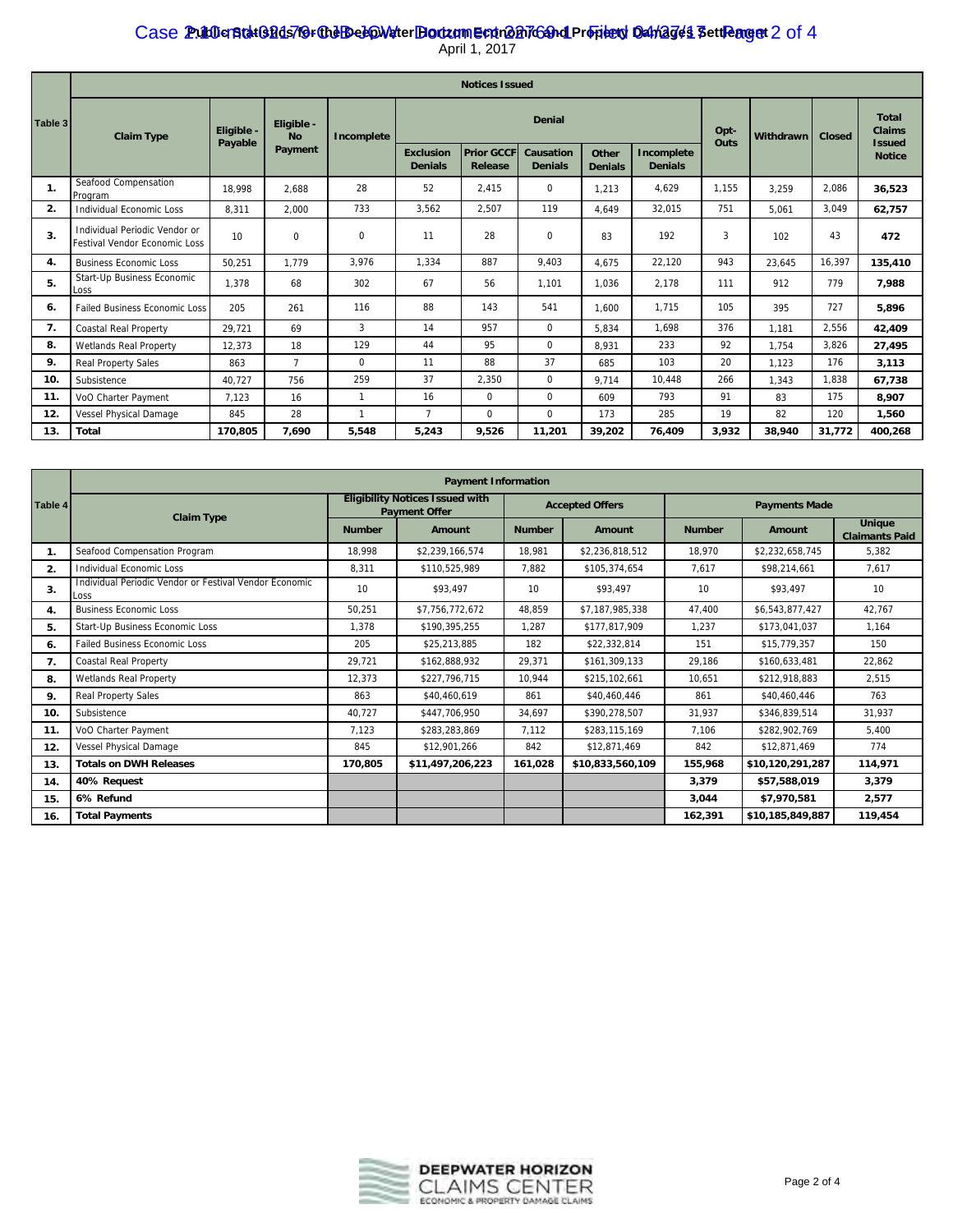Public Statistics for the Deepwater Horizon Economic and Property Damages Settlement

April 1, 2017

| Table 3 | Claim Type | Notices Issued | | | | | | | | | | | |
|---|---|---|---|---|---|---|---|---|---|---|---|---|---|
| | | Eligible - Payable | Eligible - No Payment | Incomplete | Denial | | | | | Opt-Outs | Withdrawn | Closed | Total Claims Issued Notice |
| | | | | | Exclusion Denials | Prior GCCF Release | Causation Denials | Other Denials | Incomplete Denials | | | | |
| 1. | Seafood Compensation Program | 18,998 | 2,688 | 28 | 52 | 2,415 | 0 | 1,213 | 4,629 | 1,155 | 3,259 | 2,086 | 36,523 |
| 2. | Individual Economic Loss | 8,311 | 2,000 | 733 | 3,562 | 2,507 | 119 | 4,649 | 32,015 | 751 | 5,061 | 3,049 | 62,757 |
| 3. | Individual Periodic Vendor or Festival Vendor Economic Loss | 10 | 0 | 0 | 11 | 28 | 0 | 83 | 192 | 3 | 102 | 43 | 472 |
| 4. | Business Economic Loss | 50,251 | 1,779 | 3,976 | 1,334 | 887 | 9,403 | 4,675 | 22,120 | 943 | 23,645 | 16,397 | 135,410 |
| 5. | Start-Up Business Economic Loss | 1,378 | 68 | 302 | 67 | 56 | 1,101 | 1,036 | 2,178 | 111 | 912 | 779 | 7,988 |
| 6. | Failed Business Economic Loss | 205 | 261 | 116 | 88 | 143 | 541 | 1,600 | 1,715 | 105 | 395 | 727 | 5,896 |
| 7. | Coastal Real Property | 29,721 | 69 | 3 | 14 | 957 | 0 | 5,834 | 1,698 | 376 | 1,181 | 2,556 | 42,409 |
| 8. | Wetlands Real Property | 12,373 | 18 | 129 | 44 | 95 | 0 | 8,931 | 233 | 92 | 1,754 | 3,826 | 27,495 |
| 9. | Real Property Sales | 863 | 7 | 0 | 11 | 88 | 37 | 685 | 103 | 20 | 1,123 | 176 | 3,113 |
| 10. | Subsistence | 40,727 | 756 | 259 | 37 | 2,350 | 0 | 9,714 | 10,448 | 266 | 1,343 | 1,838 | 67,738 |
| 11. | VoO Charter Payment | 7,123 | 16 | 1 | 16 | 0 | 0 | 609 | 793 | 91 | 83 | 175 | 8,907 |
| 12. | Vessel Physical Damage | 845 | 28 | 1 | 7 | 0 | 0 | 173 | 285 | 19 | 82 | 120 | 1,560 |
| 13. | **Total** | **170,805** | **7,690** | **5,548** | **5,243** | **9,526** | **11,201** | **39,202** | **76,409** | **3,932** | **38,940** | **31,772** | **400,268** |

| Table 4 | Claim Type | Payment Information | | | | | | |
|---|---|---|---|---|---|---|---|---|
| | | Eligibility Notices Issued with Payment Offer | | Accepted Offers | | Payments Made | | |
| | | Number | Amount | Number | Amount | Number | Amount | Unique Claimants Paid |
| 1. | Seafood Compensation Program | 18,998 | $2,239,166,574 | 18,981 | $2,236,818,512 | 18,970 | $2,232,658,745 | 5,382 |
| 2. | Individual Economic Loss | 8,311 | $110,525,989 | 7,882 | $105,374,654 | 7,617 | $98,214,661 | 7,617 |
| 3. | Individual Periodic Vendor or Festival Vendor Economic Loss | 10 | $93,497 | 10 | $93,497 | 10 | $93,497 | 10 |
| 4. | Business Economic Loss | 50,251 | $7,756,772,672 | 48,859 | $7,187,985,338 | 47,400 | $6,543,877,427 | 42,767 |
| 5. | Start-Up Business Economic Loss | 1,378 | $190,395,255 | 1,287 | $177,817,909 | 1,237 | $173,041,037 | 1,164 |
| 6. | Failed Business Economic Loss | 205 | $25,213,885 | 182 | $22,332,814 | 151 | $15,779,357 | 150 |
| 7. | Coastal Real Property | 29,721 | $162,888,932 | 29,371 | $161,309,133 | 29,186 | $160,633,481 | 22,862 |
| 8. | Wetlands Real Property | 12,373 | $227,796,715 | 10,944 | $215,102,661 | 10,651 | $212,918,883 | 2,515 |
| 9. | Real Property Sales | 863 | $40,460,619 | 861 | $40,460,446 | 861 | $40,460,446 | 763 |
| 10. | Subsistence | 40,727 | $447,706,950 | 34,697 | $390,278,507 | 31,937 | $346,839,514 | 31,937 |
| 11. | VoO Charter Payment | 7,123 | $283,283,869 | 7,112 | $283,115,169 | 7,106 | $282,902,769 | 5,400 |
| 12. | Vessel Physical Damage | 845 | $12,901,266 | 842 | $12,871,469 | 842 | $12,871,469 | 774 |
| 13. | **Totals on DWH Releases** | **170,805** | **$11,497,206,223** | **161,028** | **$10,833,560,109** | **155,968** | **$10,120,291,287** | **114,971** |
| 14. | **40% Request** | | | | | **3,379** | **$57,588,019** | **3,379** |
| 15. | **6% Refund** | | | | | **3,044** | **$7,970,581** | **2,577** |
| 16. | **Total Payments** | | | | | **162,391** | **$10,185,849,887** | **119,454** |

DEEPWATER HORIZON CLAIMS CENTER
ECONOMIC & PROPERTY DAMAGE CLAIMS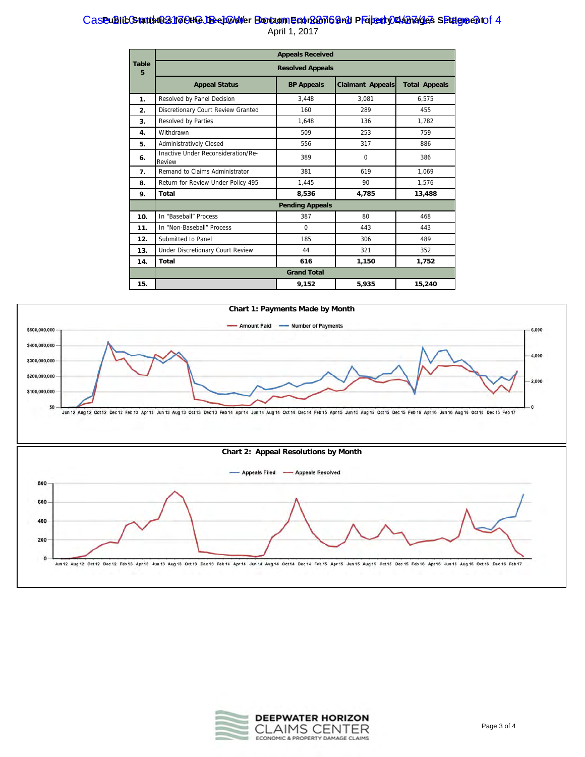April 1, 2017

| Table 5 | Appeals Received | | | |
|---|---|---|---|---|
| | Resolved Appeals | | | |
| | Appeal Status | BP Appeals | Claimant Appeals | Total Appeals |
| **1.** | Resolved by Panel Decision | 3,448 | 3,081 | 6,575 |
| **2.** | Discretionary Court Review Granted | 160 | 289 | 455 |
| **3.** | Resolved by Parties | 1,648 | 136 | 1,782 |
| **4.** | Withdrawn | 509 | 253 | 759 |
| **5.** | Administratively Closed | 556 | 317 | 886 |
| **6.** | Inactive Under Reconsideration/Re-Review | 389 | 0 | 386 |
| **7.** | Remand to Claims Administrator | 381 | 619 | 1,069 |
| **8.** | Return for Review Under Policy 495 | 1,445 | 90 | 1,576 |
| **9.** | **Total** | **8,536** | **4,785** | **13,488** |
| | **Pending Appeals** | | | |
| **10.** | In "Baseball" Process | 387 | 80 | 468 |
| **11.** | In "Non-Baseball" Process | 0 | 443 | 443 |
| **12.** | Submitted to Panel | 185 | 306 | 489 |
| **13.** | Under Discretionary Court Review | 44 | 321 | 352 |
| **14.** | **Total** | **616** | **1,150** | **1,752** |
| | **Grand Total** | | | |
| **15.** | | **9,152** | **5,935** | **15,240** |

**Chart 1: Payments Made by Month**

Amount Paid — Number of Payments

$500,000,000
$400,000,000
$300,000,000
$200,000,000
$100,000,000
$0

6,000
4,000
2,000
0

Jun 12 Aug 12 Oct 12 Dec 12 Feb 13 Apr 13 Jun 13 Aug 13 Oct 13 Dec 13 Feb 14 Apr 14 Jun 14 Aug 14 Oct 14 Dec 14 Feb 15 Apr 15 Jun 15 Aug 15 Oct 15 Dec 15 Feb 16 Apr 16 Jun 16 Aug 16 Oct 16 Dec 16 Feb 17

**Chart 2: Appeal Resolutions by Month**

Appeals Filed — Appeals Resolved

800
600
400
200
0

Jun 12 Aug 12 Oct 12 Dec 12 Feb 13 Apr 13 Jun 13 Aug 13 Oct 13 Dec 13 Feb 14 Apr 14 Jun 14 Aug 14 Oct 14 Dec 14 Feb 15 Apr 15 Jun 15 Aug 15 Oct 15 Dec 15 Feb 16 Apr 16 Jun 16 Aug 16 Oct 16 Dec 16 Feb 17

DEEPWATER HORIZON CLAIMS CENTER
ECONOMIC & PROPERTY DAMAGE CLAIMS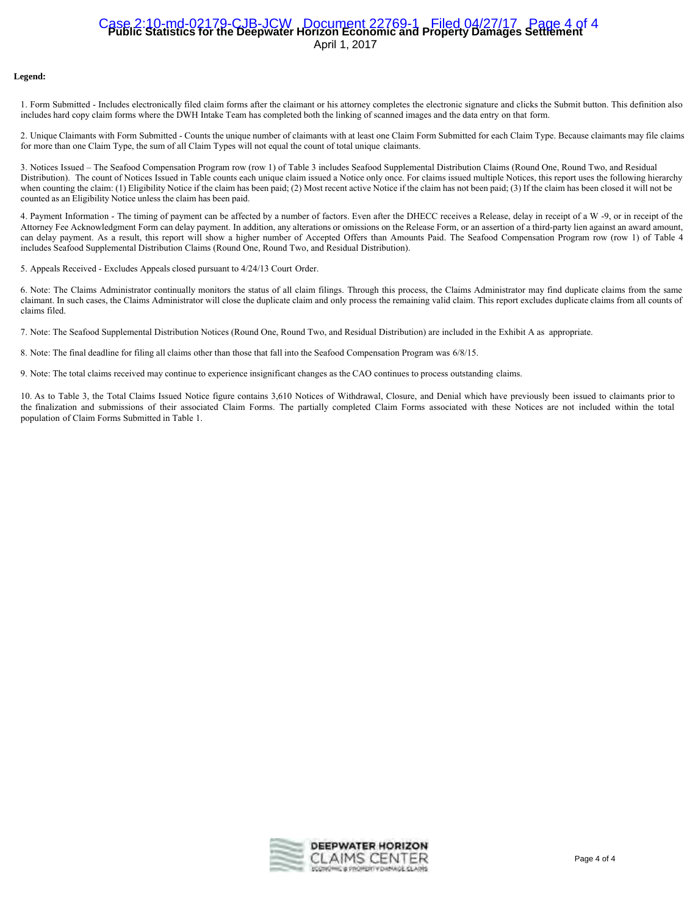**Public Statistics for the Deepwater Horizon Economic and Property Damages Settlement**

April 1, 2017

**Legend:**

1. Form Submitted - Includes electronically filed claim forms after the claimant or his attorney completes the electronic signature and clicks the Submit button. This definition also includes hard copy claim forms where the DWH Intake Team has completed both the linking of scanned images and the data entry on that form.

2. Unique Claimants with Form Submitted - Counts the unique number of claimants with at least one Claim Form Submitted for each Claim Type. Because claimants may file claims for more than one Claim Type, the sum of all Claim Types will not equal the count of total unique claimants.

3. Notices Issued – The Seafood Compensation Program row (row 1) of Table 3 includes Seafood Supplemental Distribution Claims (Round One, Round Two, and Residual Distribution). The count of Notices Issued in Table counts each unique claim issued a Notice only once. For claims issued multiple Notices, this report uses the following hierarchy when counting the claim: (1) Eligibility Notice if the claim has been paid; (2) Most recent active Notice if the claim has not been paid; (3) If the claim has been closed it will not be counted as an Eligibility Notice unless the claim has been paid.

4. Payment Information - The timing of payment can be affected by a number of factors. Even after the DHECC receives a Release, delay in receipt of a W -9, or in receipt of the Attorney Fee Acknowledgment Form can delay payment. In addition, any alterations or omissions on the Release Form, or an assertion of a third-party lien against an award amount, can delay payment. As a result, this report will show a higher number of Accepted Offers than Amounts Paid. The Seafood Compensation Program row (row 1) of Table 4 includes Seafood Supplemental Distribution Claims (Round One, Round Two, and Residual Distribution).

5. Appeals Received - Excludes Appeals closed pursuant to 4/24/13 Court Order.

6. Note: The Claims Administrator continually monitors the status of all claim filings. Through this process, the Claims Administrator may find duplicate claims from the same claimant. In such cases, the Claims Administrator will close the duplicate claim and only process the remaining valid claim. This report excludes duplicate claims from all counts of claims filed.

7. Note: The Seafood Supplemental Distribution Notices (Round One, Round Two, and Residual Distribution) are included in the Exhibit A as appropriate.

8. Note: The final deadline for filing all claims other than those that fall into the Seafood Compensation Program was 6/8/15.

9. Note: The total claims received may continue to experience insignificant changes as the CAO continues to process outstanding claims.

10. As to Table 3, the Total Claims Issued Notice figure contains 3,610 Notices of Withdrawal, Closure, and Denial which have previously been issued to claimants prior to the finalization and submissions of their associated Claim Forms. The partially completed Claim Forms associated with these Notices are not included within the total population of Claim Forms Submitted in Table 1.